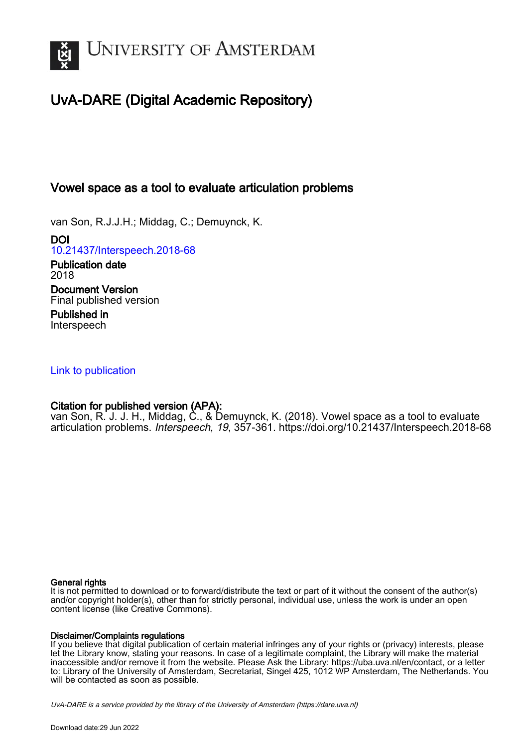UNIVERSITY OF AMSTERDAM

# UvA-DARE (Digital Academic Repository)

## Vowel space as a tool to evaluate articulation problems

van Son, R.J.J.H.; Middag, C.; Demuynck, K.

**DOI**
10.21437/Interspeech.2018-68

**Publication date**
2018

**Document Version**
Final published version

**Published in**
Interspeech

Link to publication

**Citation for published version (APA):**
van Son, R. J. J. H., Middag, C., & Demuynck, K. (2018). Vowel space as a tool to evaluate articulation problems. *Interspeech*, *19*, 357-361. https://doi.org/10.21437/Interspeech.2018-68

**General rights**
It is not permitted to download or to forward/distribute the text or part of it without the consent of the author(s) and/or copyright holder(s), other than for strictly personal, individual use, unless the work is under an open content license (like Creative Commons).

**Disclaimer/Complaints regulations**
If you believe that digital publication of certain material infringes any of your rights or (privacy) interests, please let the Library know, stating your reasons. In case of a legitimate complaint, the Library will make the material inaccessible and/or remove it from the website. Please Ask the Library: https://uba.uva.nl/en/contact, or a letter to: Library of the University of Amsterdam, Secretariat, Singel 425, 1012 WP Amsterdam, The Netherlands. You will be contacted as soon as possible.

*UvA-DARE is a service provided by the library of the University of Amsterdam (https://dare.uva.nl)*

Download date:29 Jun 2022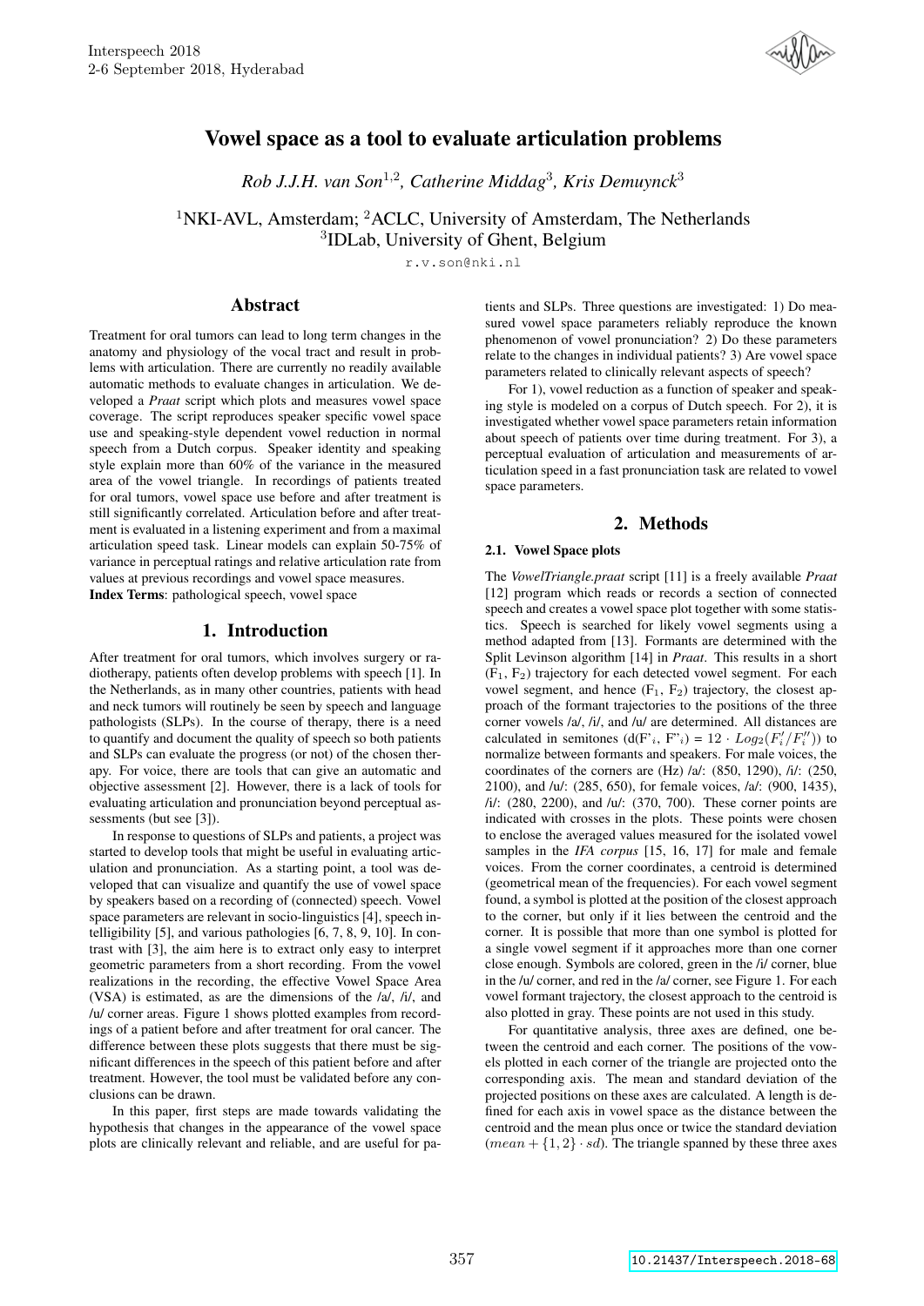# Vowel space as a tool to evaluate articulation problems

*Rob J.J.H. van Son*[1,2], *Catherine Middag*[3], *Kris Demuynck*[3]

[1]NKI-AVL, Amsterdam; [2]ACLC, University of Amsterdam, The Netherlands
[3]IDLab, University of Ghent, Belgium

r.v.son@nki.nl

## Abstract

Treatment for oral tumors can lead to long term changes in the anatomy and physiology of the vocal tract and result in problems with articulation. There are currently no readily available automatic methods to evaluate changes in articulation. We developed a *Praat* script which plots and measures vowel space coverage. The script reproduces speaker specific vowel space use and speaking-style dependent vowel reduction in normal speech from a Dutch corpus. Speaker identity and speaking style explain more than 60% of the variance in the measured area of the vowel triangle. In recordings of patients treated for oral tumors, vowel space use before and after treatment is still significantly correlated. Articulation before and after treatment is evaluated in a listening experiment and from a maximal articulation speed task. Linear models can explain 50-75% of variance in perceptual ratings and relative articulation rate from values at previous recordings and vowel space measures.

**Index Terms**: pathological speech, vowel space

## 1. Introduction

After treatment for oral tumors, which involves surgery or radiotherapy, patients often develop problems with speech [1]. In the Netherlands, as in many other countries, patients with head and neck tumors will routinely be seen by speech and language pathologists (SLPs). In the course of therapy, there is a need to quantify and document the quality of speech so both patients and SLPs can evaluate the progress (or not) of the chosen therapy. For voice, there are tools that can give an automatic and objective assessment [2]. However, there is a lack of tools for evaluating articulation and pronunciation beyond perceptual assessments (but see [3]).

In response to questions of SLPs and patients, a project was started to develop tools that might be useful in evaluating articulation and pronunciation. As a starting point, a tool was developed that can visualize and quantify the use of vowel space by speakers based on a recording of (connected) speech. Vowel space parameters are relevant in socio-linguistics [4], speech intelligibility [5], and various pathologies [6, 7, 8, 9, 10]. In contrast with [3], the aim here is to extract only easy to interpret geometric parameters from a short recording. From the vowel realizations in the recording, the effective Vowel Space Area (VSA) is estimated, as are the dimensions of the /a/, /i/, and /u/ corner areas. Figure 1 shows plotted examples from recordings of a patient before and after treatment for oral cancer. The difference between these plots suggests that there must be significant differences in the speech of this patient before and after treatment. However, the tool must be validated before any conclusions can be drawn.

In this paper, first steps are made towards validating the hypothesis that changes in the appearance of the vowel space plots are clinically relevant and reliable, and are useful for patients and SLPs. Three questions are investigated: 1) Do measured vowel space parameters reliably reproduce the known phenomenon of vowel pronunciation? 2) Do these parameters relate to the changes in individual patients? 3) Are vowel space parameters related to clinically relevant aspects of speech?

For 1), vowel reduction as a function of speaker and speaking style is modeled on a corpus of Dutch speech. For 2), it is investigated whether vowel space parameters retain information about speech of patients over time during treatment. For 3), a perceptual evaluation of articulation and measurements of articulation speed in a fast pronunciation task are related to vowel space parameters.

## 2. Methods

### 2.1. Vowel Space plots

The *VowelTriangle.praat* script [11] is a freely available *Praat* [12] program which reads or records a section of connected speech and creates a vowel space plot together with some statistics. Speech is searched for likely vowel segments using a method adapted from [13]. Formants are determined with the Split Levinson algorithm [14] in *Praat*. This results in a short ($F_1$, $F_2$) trajectory for each detected vowel segment. For each vowel segment, and hence ($F_1$, $F_2$) trajectory, the closest approach of the formant trajectories to the positions of the three corner vowels /a/, /i/, and /u/ are determined. All distances are calculated in semitones ($d(F'_i, F''_i) = 12 \cdot Log_2(F'_i/F''_i)$) to normalize between formants and speakers. For male voices, the coordinates of the corners are (Hz) /a/: (850, 1290), /i/: (250, 2100), and /u/: (285, 650), for female voices, /a/: (900, 1435), /i/: (280, 2200), and /u/: (370, 700). These corner points are indicated with crosses in the plots. These points were chosen to enclose the averaged values measured for the isolated vowel samples in the *IFA corpus* [15, 16, 17] for male and female voices. From the corner coordinates, a centroid is determined (geometrical mean of the frequencies). For each vowel segment found, a symbol is plotted at the position of the closest approach to the corner, but only if it lies between the centroid and the corner. It is possible that more than one symbol is plotted for a single vowel segment if it approaches more than one corner close enough. Symbols are colored, green in the /i/ corner, blue in the /u/ corner, and red in the /a/ corner, see Figure 1. For each vowel formant trajectory, the closest approach to the centroid is also plotted in gray. These points are not used in this study.

For quantitative analysis, three axes are defined, one between the centroid and each corner. The positions of the vowels plotted in each corner of the triangle are projected onto the corresponding axis. The mean and standard deviation of the projected positions on these axes are calculated. A length is defined for each axis in vowel space as the distance between the centroid and the mean plus once or twice the standard deviation ($mean + \{1, 2\} \cdot sd$). The triangle spanned by these three axes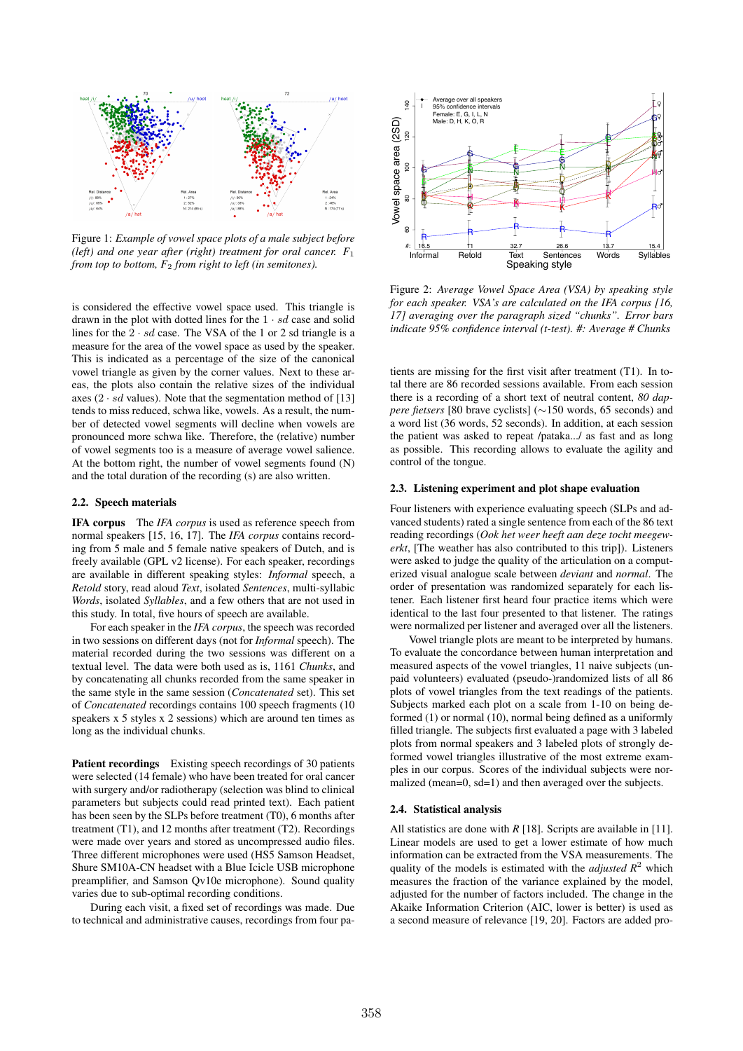Figure 1: *Example of vowel space plots of a male subject before (left) and one year after (right) treatment for oral cancer. $F_1$ from top to bottom, $F_2$ from right to left (in semitones).*

is considered the effective vowel space used. This triangle is drawn in the plot with dotted lines for the $1 \cdot sd$ case and solid lines for the $2 \cdot sd$ case. The VSA of the 1 or 2 sd triangle is a measure for the area of the vowel space as used by the speaker. This is indicated as a percentage of the size of the canonical vowel triangle as given by the corner values. Next to these areas, the plots also contain the relative sizes of the individual axes ($2 \cdot sd$ values). Note that the segmentation method of [13] tends to miss reduced, schwa like, vowels. As a result, the number of detected vowel segments will decline when vowels are pronounced more schwa like. Therefore, the (relative) number of vowel segments too is a measure of average vowel salience. At the bottom right, the number of vowel segments found (N) and the total duration of the recording (s) are also written.

### 2.2. Speech materials

**IFA corpus** The *IFA corpus* is used as reference speech from normal speakers [15, 16, 17]. The *IFA corpus* contains recording from 5 male and 5 female native speakers of Dutch, and is freely available (GPL v2 license). For each speaker, recordings are available in different speaking styles: *Informal* speech, a *Retold* story, read aloud *Text*, isolated *Sentences*, multi-syllabic *Words*, isolated *Syllables*, and a few others that are not used in this study. In total, five hours of speech are available.

For each speaker in the *IFA corpus*, the speech was recorded in two sessions on different days (not for *Informal* speech). The material recorded during the two sessions was different on a textual level. The data were both used as is, 1161 *Chunks*, and by concatenating all chunks recorded from the same speaker in the same style in the same session (*Concatenated* set). This set of *Concatenated* recordings contains 100 speech fragments (10 speakers x 5 styles x 2 sessions) which are around ten times as long as the individual chunks.

**Patient recordings** Existing speech recordings of 30 patients were selected (14 female) who have been treated for oral cancer with surgery and/or radiotherapy (selection was blind to clinical parameters but subjects could read printed text). Each patient has been seen by the SLPs before treatment (T0), 6 months after treatment (T1), and 12 months after treatment (T2). Recordings were made over years and stored as uncompressed audio files. Three different microphones were used (HS5 Samson Headset, Shure SM10A-CN headset with a Blue Icicle USB microphone preamplifier, and Samson Qv10e microphone). Sound quality varies due to sub-optimal recording conditions.

During each visit, a fixed set of recordings was made. Due to technical and administrative causes, recordings from four patients are missing for the first visit after treatment (T1). In total there are 86 recorded sessions available. From each session there is a recording of a short text of neutral content, *80 dappere fietsers* [80 brave cyclists] (~150 words, 65 seconds) and a word list (36 words, 52 seconds). In addition, at each session the patient was asked to repeat /pataka.../ as fast and as long as possible. This recording allows to evaluate the agility and control of the tongue.

Figure 2: *Average Vowel Space Area (VSA) by speaking style for each speaker. VSA's are calculated on the IFA corpus [16, 17] averaging over the paragraph sized "chunks". Error bars indicate 95% confidence interval (t-test). #: Average # Chunks*

### 2.3. Listening experiment and plot shape evaluation

Four listeners with experience evaluating speech (SLPs and advanced students) rated a single sentence from each of the 86 text reading recordings (*Ook het weer heeft aan deze tocht meegewerkt*, [The weather has also contributed to this trip]). Listeners were asked to judge the quality of the articulation on a computerized visual analogue scale between *deviant* and *normal*. The order of presentation was randomized separately for each listener. Each listener first heard four practice items which were identical to the last four presented to that listener. The ratings were normalized per listener and averaged over all the listeners.

Vowel triangle plots are meant to be interpreted by humans. To evaluate the concordance between human interpretation and measured aspects of the vowel triangles, 11 naive subjects (unpaid volunteers) evaluated (pseudo-)randomized lists of all 86 plots of vowel triangles from the text readings of the patients. Subjects marked each plot on a scale from 1-10 on being deformed (1) or normal (10), normal being defined as a uniformly filled triangle. The subjects first evaluated a page with 3 labeled plots from normal speakers and 3 labeled plots of strongly deformed vowel triangles illustrative of the most extreme examples in our corpus. Scores of the individual subjects were normalized (mean=0, sd=1) and then averaged over the subjects.

### 2.4. Statistical analysis

All statistics are done with *R* [18]. Scripts are available in [11]. Linear models are used to get a lower estimate of how much information can be extracted from the VSA measurements. The quality of the models is estimated with the *adjusted* $R^2$ which measures the fraction of the variance explained by the model, adjusted for the number of factors included. The change in the Akaike Information Criterion (AIC, lower is better) is used as a second measure of relevance [19, 20]. Factors are added pro-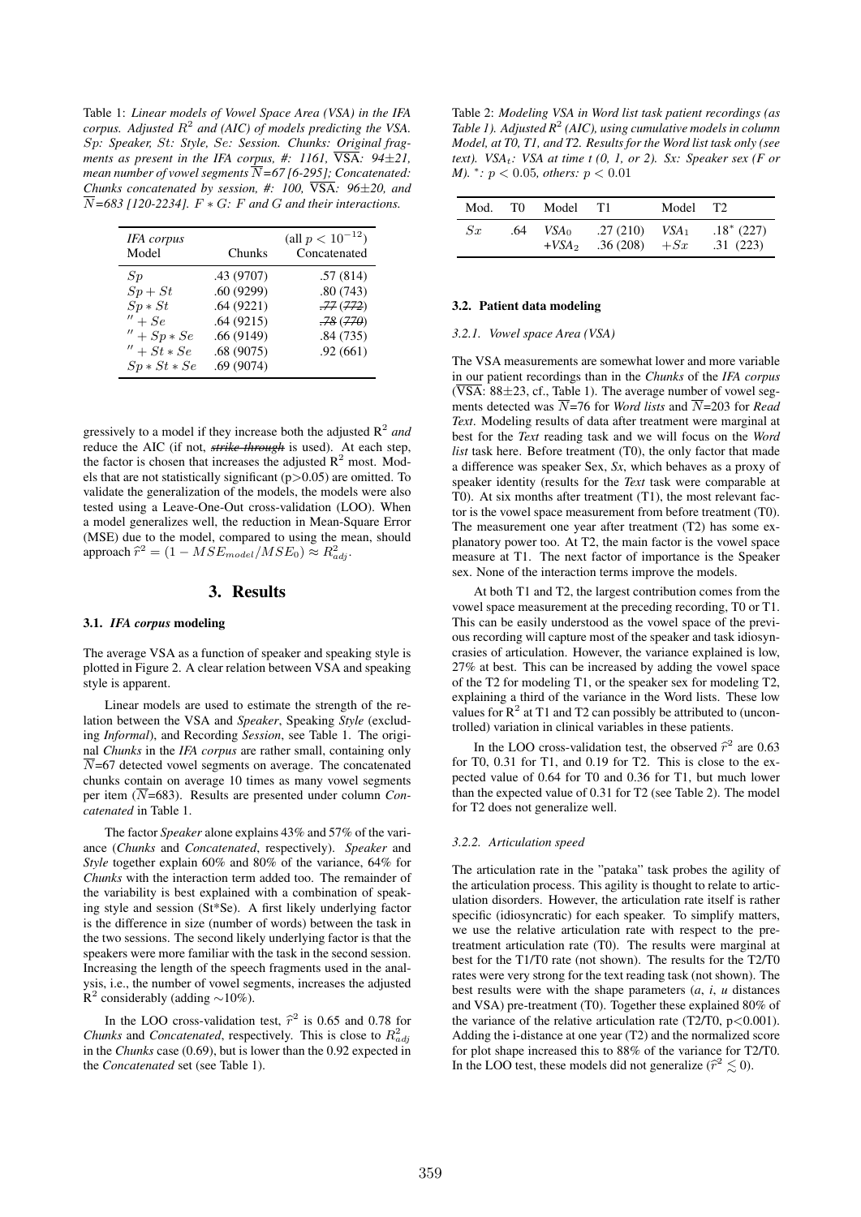Table 1: *Linear models of Vowel Space Area (VSA) in the IFA corpus. Adjusted $R^2$ and (AIC) of models predicting the VSA. $Sp$: Speaker, $St$: Style, $Se$: Session. Chunks: Original fragments as present in the IFA corpus, #: 1161, $\overline{\text{VSA}}$: 94±21, mean number of vowel segments $\overline{N}$=67 [6-295]; Concatenated: Chunks concatenated by session, #: 100, $\overline{\text{VSA}}$: 96±20, and $\overline{N}$=683 [120-2234]. $F * G$: F and G and their interactions.*

| *IFA corpus* Model | Chunks | (all $p < 10^{-12}$) Concatenated |
|---|---|---|
| $Sp$ | .43 (9707) | .57 (814) |
| $Sp + St$ | .60 (9299) | .80 (743) |
| $Sp * St$ | .64 (9221) | ~~.77 (772)~~ |
| $'' + Se$ | .64 (9215) | ~~.78 (770)~~ |
| $'' + Sp * Se$ | .66 (9149) | .84 (735) |
| $'' + St * Se$ | .68 (9075) | .92 (661) |
| $Sp * St * Se$ | .69 (9074) | |

gressively to a model if they increase both the adjusted $R^2$ *and* reduce the AIC (if not, ~~*strike through*~~ is used). At each step, the factor is chosen that increases the adjusted $R^2$ most. Models that are not statistically significant ($p > 0.05$) are omitted. To validate the generalization of the models, the models were also tested using a Leave-One-Out cross-validation (LOO). When a model generalizes well, the reduction in Mean-Square Error (MSE) due to the model, compared to using the mean, should approach $\hat{r}^2 = (1 - MSE_{model}/MSE_0) \approx R^2_{adj}$.

# 3. Results

## 3.1. *IFA corpus* modeling

The average VSA as a function of speaker and speaking style is plotted in Figure 2. A clear relation between VSA and speaking style is apparent.

Linear models are used to estimate the strength of the relation between the VSA and *Speaker*, Speaking *Style* (excluding *Informal*), and Recording *Session*, see Table 1. The original *Chunks* in the *IFA corpus* are rather small, containing only $\overline{N}$=67 detected vowel segments on average. The concatenated chunks contain on average 10 times as many vowel segments per item ($\overline{N}$=683). Results are presented under column *Concatenated* in Table 1.

The factor *Speaker* alone explains 43% and 57% of the variance (*Chunks* and *Concatenated*, respectively). *Speaker* and *Style* together explain 60% and 80% of the variance, 64% for *Chunks* with the interaction term added too. The remainder of the variability is best explained with a combination of speaking style and session (St*Se). A first likely underlying factor is the difference in size (number of words) between the task in the two sessions. The second likely underlying factor is that the speakers were more familiar with the task in the second session. Increasing the length of the speech fragments used in the analysis, i.e., the number of vowel segments, increases the adjusted $R^2$ considerably (adding ∼10%).

In the LOO cross-validation test, $\hat{r}^2$ is 0.65 and 0.78 for *Chunks* and *Concatenated*, respectively. This is close to $R^2_{adj}$ in the *Chunks* case (0.69), but is lower than the 0.92 expected in the *Concatenated* set (see Table 1).

Table 2: *Modeling VSA in Word list task patient recordings (as Table 1). Adjusted $R^2$ (AIC), using cumulative models in column Model, at T0, T1, and T2. Results for the Word list task only (see text). $VSA_t$: VSA at time t (0, 1, or 2). Sx: Speaker sex (F or M). $^*$: $p < 0.05$, others: $p < 0.01$*

| Mod. | T0 | Model | T1 | Model | T2 |
|---|---|---|---|---|---|
| $Sx$ | .64 | $VSA_0$ | .27 (210) | $VSA_1$ | .18$^*$ (227) |
| | | $+VSA_2$ | .36 (208) | $+Sx$ | .31 (223) |

## 3.2. Patient data modeling

### 3.2.1. Vowel space Area (VSA)

The VSA measurements are somewhat lower and more variable in our patient recordings than in the *Chunks* of the *IFA corpus* ($\overline{\text{VSA}}$: 88±23, cf., Table 1). The average number of vowel segments detected was $\overline{N}$=76 for *Word lists* and $\overline{N}$=203 for *Read Text*. Modeling results of data after treatment were marginal at best for the *Text* reading task and we will focus on the *Word list* task here. Before treatment (T0), the only factor that made a difference was speaker Sex, *Sx*, which behaves as a proxy of speaker identity (results for the *Text* task were comparable at T0). At six months after treatment (T1), the most relevant factor is the vowel space measurement from before treatment (T0). The measurement one year after treatment (T2) has some explanatory power too. At T2, the main factor is the vowel space measure at T1. The next factor of importance is the Speaker sex. None of the interaction terms improve the models.

At both T1 and T2, the largest contribution comes from the vowel space measurement at the preceding recording, T0 or T1. This can be easily understood as the vowel space of the previous recording will capture most of the speaker and task idiosyncrasies of articulation. However, the variance explained is low, 27% at best. This can be increased by adding the vowel space of the T2 for modeling T1, or the speaker sex for modeling T2, explaining a third of the variance in the Word lists. These low values for $R^2$ at T1 and T2 can possibly be attributed to (uncontrolled) variation in clinical variables in these patients.

In the LOO cross-validation test, the observed $\hat{r}^2$ are 0.63 for T0, 0.31 for T1, and 0.19 for T2. This is close to the expected value of 0.64 for T0 and 0.36 for T1, but much lower than the expected value of 0.31 for T2 (see Table 2). The model for T2 does not generalize well.

### 3.2.2. Articulation speed

The articulation rate in the "pataka" task probes the agility of the articulation process. This agility is thought to relate to articulation disorders. However, the articulation rate itself is rather specific (idiosyncratic) for each speaker. To simplify matters, we use the relative articulation rate with respect to the pre-treatment articulation rate (T0). The results were marginal at best for the T1/T0 rate (not shown). The results for the T2/T0 rates were very strong for the text reading task (not shown). The best results were with the shape parameters (*a*, *i*, *u* distances and VSA) pre-treatment (T0). Together these explained 80% of the variance of the relative articulation rate (T2/T0, $p < 0.001$). Adding the i-distance at one year (T2) and the normalized score for plot shape increased this to 88% of the variance for T2/T0. In the LOO test, these models did not generalize ($\hat{r}^2 \lesssim 0$).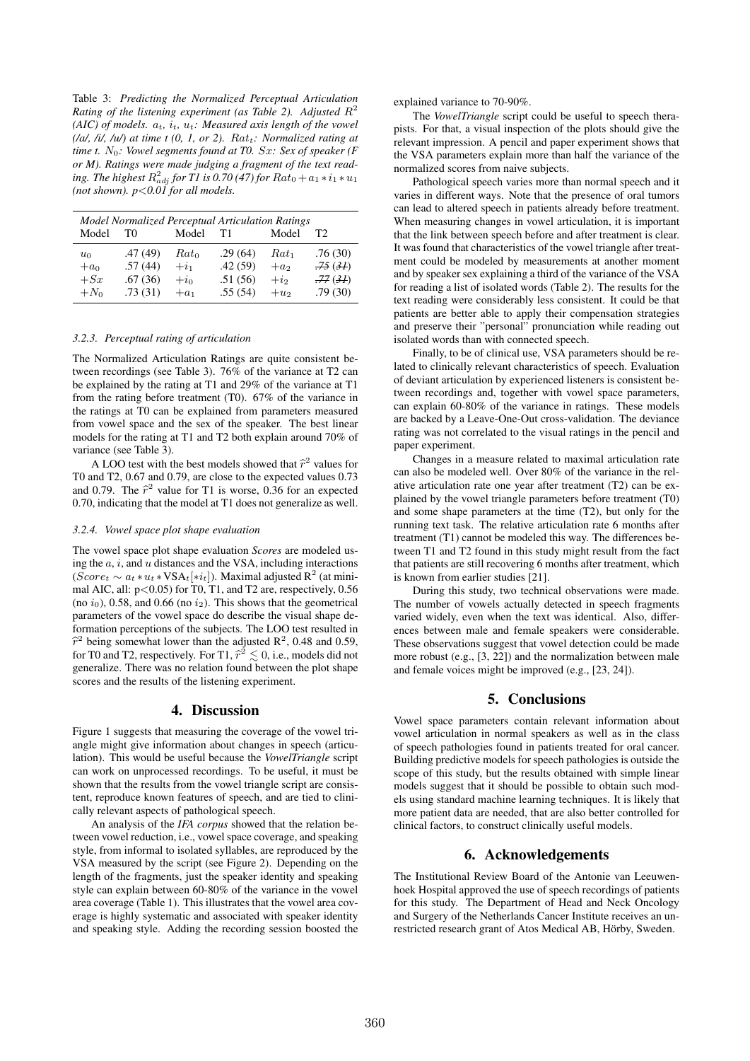Table 3: *Predicting the Normalized Perceptual Articulation Rating of the listening experiment (as Table 2). Adjusted $R^2$ (AIC) of models. $a_t$, $i_t$, $u_t$: Measured axis length of the vowel (/a/, /i/, /u/) at time t (0, 1, or 2). $Rat_t$: Normalized rating at time t. $N_0$: Vowel segments found at T0. $Sx$: Sex of speaker (F or M). Ratings were made judging a fragment of the text reading. The highest $R^2_{adj}$ for T1 is 0.70 (47) for $Rat_0 + a_1 * i_1 * u_1$ (not shown). p<0.01 for all models.*

| *Model Normalized Perceptual Articulation Ratings* | | | | | |
|---|---|---|---|---|---|
| Model | T0 | Model | T1 | Model | T2 |
| $u_0$ | .47 (49) | $Rat_0$ | .29 (64) | $Rat_1$ | .76 (30) |
| $+a_0$ | .57 (44) | $+i_1$ | .42 (59) | $+a_2$ | ~~.75 (31)~~ |
| $+Sx$ | .67 (36) | $+i_0$ | .51 (56) | $+i_2$ | ~~.77 (31)~~ |
| $+N_0$ | .73 (31) | $+a_1$ | .55 (54) | $+u_2$ | .79 (30) |

#### 3.2.3. Perceptual rating of articulation

The Normalized Articulation Ratings are quite consistent between recordings (see Table 3). 76% of the variance at T2 can be explained by the rating at T1 and 29% of the variance at T1 from the rating before treatment (T0). 67% of the variance in the ratings at T0 can be explained from parameters measured from vowel space and the sex of the speaker. The best linear models for the rating at T1 and T2 both explain around 70% of variance (see Table 3).

A LOO test with the best models showed that $\hat{r}^2$ values for T0 and T2, 0.67 and 0.79, are close to the expected values 0.73 and 0.79. The $\hat{r}^2$ value for T1 is worse, 0.36 for an expected 0.70, indicating that the model at T1 does not generalize as well.

#### 3.2.4. Vowel space plot shape evaluation

The vowel space plot shape evaluation *Scores* are modeled using the $a$, $i$, and $u$ distances and the VSA, including interactions ($Score_t \sim a_t * u_t * \text{VSA}_t[*i_t]$). Maximal adjusted $R^2$ (at minimal AIC, all: $p<0.05$) for T0, T1, and T2 are, respectively, 0.56 (no $i_0$), 0.58, and 0.66 (no $i_2$). This shows that the geometrical parameters of the vowel space do describe the visual shape deformation perceptions of the subjects. The LOO test resulted in $\hat{r}^2$ being somewhat lower than the adjusted $R^2$, 0.48 and 0.59, for T0 and T2, respectively. For T1, $\hat{r}^2 \lesssim 0$, i.e., models did not generalize. There was no relation found between the plot shape scores and the results of the listening experiment.

## 4. Discussion

Figure 1 suggests that measuring the coverage of the vowel triangle might give information about changes in speech (articulation). This would be useful because the *VowelTriangle* script can work on unprocessed recordings. To be useful, it must be shown that the results from the vowel triangle script are consistent, reproduce known features of speech, and are tied to clinically relevant aspects of pathological speech.

An analysis of the *IFA corpus* showed that the relation between vowel reduction, i.e., vowel space coverage, and speaking style, from informal to isolated syllables, are reproduced by the VSA measured by the script (see Figure 2). Depending on the length of the fragments, just the speaker identity and speaking style can explain between 60-80% of the variance in the vowel area coverage (Table 1). This illustrates that the vowel area coverage is highly systematic and associated with speaker identity and speaking style. Adding the recording session boosted the explained variance to 70-90%.

The *VowelTriangle* script could be useful to speech therapists. For that, a visual inspection of the plots should give the relevant impression. A pencil and paper experiment shows that the VSA parameters explain more than half the variance of the normalized scores from naive subjects.

Pathological speech varies more than normal speech and it varies in different ways. Note that the presence of oral tumors can lead to altered speech in patients already before treatment. When measuring changes in vowel articulation, it is important that the link between speech before and after treatment is clear. It was found that characteristics of the vowel triangle after treatment could be modeled by measurements at another moment and by speaker sex explaining a third of the variance of the VSA for reading a list of isolated words (Table 2). The results for the text reading were considerably less consistent. It could be that patients are better able to apply their compensation strategies and preserve their "personal" pronunciation while reading out isolated words than with connected speech.

Finally, to be of clinical use, VSA parameters should be related to clinically relevant characteristics of speech. Evaluation of deviant articulation by experienced listeners is consistent between recordings and, together with vowel space parameters, can explain 60-80% of the variance in ratings. These models are backed by a Leave-One-Out cross-validation. The deviance rating was not correlated to the visual ratings in the pencil and paper experiment.

Changes in a measure related to maximal articulation rate can also be modeled well. Over 80% of the variance in the relative articulation rate one year after treatment (T2) can be explained by the vowel triangle parameters before treatment (T0) and some shape parameters at the time (T2), but only for the running text task. The relative articulation rate 6 months after treatment (T1) cannot be modeled this way. The differences between T1 and T2 found in this study might result from the fact that patients are still recovering 6 months after treatment, which is known from earlier studies [21].

During this study, two technical observations were made. The number of vowels actually detected in speech fragments varied widely, even when the text was identical. Also, differences between male and female speakers were considerable. These observations suggest that vowel detection could be made more robust (e.g., [3, 22]) and the normalization between male and female voices might be improved (e.g., [23, 24]).

## 5. Conclusions

Vowel space parameters contain relevant information about vowel articulation in normal speakers as well as in the class of speech pathologies found in patients treated for oral cancer. Building predictive models for speech pathologies is outside the scope of this study, but the results obtained with simple linear models suggest that it should be possible to obtain such models using standard machine learning techniques. It is likely that more patient data are needed, that are also better controlled for clinical factors, to construct clinically useful models.

## 6. Acknowledgements

The Institutional Review Board of the Antonie van Leeuwenhoek Hospital approved the use of speech recordings of patients for this study. The Department of Head and Neck Oncology and Surgery of the Netherlands Cancer Institute receives an unrestricted research grant of Atos Medical AB, Hörby, Sweden.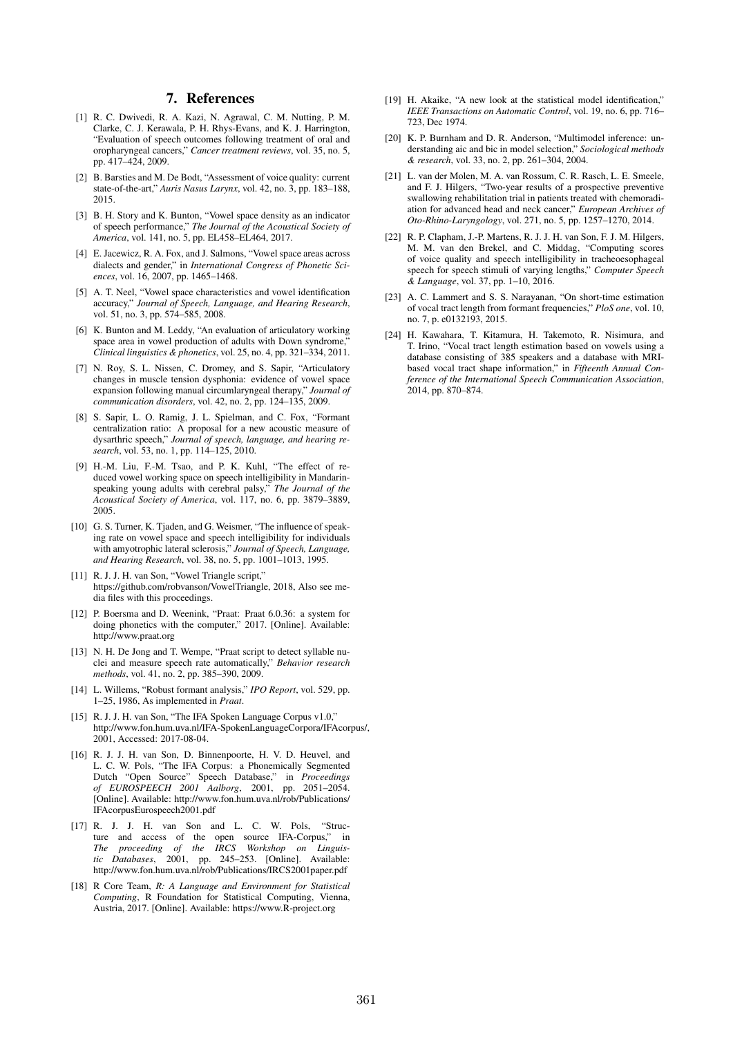## 7. References

[1] R. C. Dwivedi, R. A. Kazi, N. Agrawal, C. M. Nutting, P. M. Clarke, C. J. Kerawala, P. H. Rhys-Evans, and K. J. Harrington, "Evaluation of speech outcomes following treatment of oral and oropharyngeal cancers," *Cancer treatment reviews*, vol. 35, no. 5, pp. 417–424, 2009.

[2] B. Barsties and M. De Bodt, "Assessment of voice quality: current state-of-the-art," *Auris Nasus Larynx*, vol. 42, no. 3, pp. 183–188, 2015.

[3] B. H. Story and K. Bunton, "Vowel space density as an indicator of speech performance," *The Journal of the Acoustical Society of America*, vol. 141, no. 5, pp. EL458–EL464, 2017.

[4] E. Jacewicz, R. A. Fox, and J. Salmons, "Vowel space areas across dialects and gender," in *International Congress of Phonetic Sciences*, vol. 16, 2007, pp. 1465–1468.

[5] A. T. Neel, "Vowel space characteristics and vowel identification accuracy," *Journal of Speech, Language, and Hearing Research*, vol. 51, no. 3, pp. 574–585, 2008.

[6] K. Bunton and M. Leddy, "An evaluation of articulatory working space area in vowel production of adults with Down syndrome," *Clinical linguistics & phonetics*, vol. 25, no. 4, pp. 321–334, 2011.

[7] N. Roy, S. L. Nissen, C. Dromey, and S. Sapir, "Articulatory changes in muscle tension dysphonia: evidence of vowel space expansion following manual circumlaryngeal therapy," *Journal of communication disorders*, vol. 42, no. 2, pp. 124–135, 2009.

[8] S. Sapir, L. O. Ramig, J. L. Spielman, and C. Fox, "Formant centralization ratio: A proposal for a new acoustic measure of dysarthric speech," *Journal of speech, language, and hearing research*, vol. 53, no. 1, pp. 114–125, 2010.

[9] H.-M. Liu, F.-M. Tsao, and P. K. Kuhl, "The effect of reduced vowel working space on speech intelligibility in Mandarin-speaking young adults with cerebral palsy," *The Journal of the Acoustical Society of America*, vol. 117, no. 6, pp. 3879–3889, 2005.

[10] G. S. Turner, K. Tjaden, and G. Weismer, "The influence of speaking rate on vowel space and speech intelligibility for individuals with amyotrophic lateral sclerosis," *Journal of Speech, Language, and Hearing Research*, vol. 38, no. 5, pp. 1001–1013, 1995.

[11] R. J. J. H. van Son, "Vowel Triangle script," https://github.com/robvanson/VowelTriangle, 2018, Also see media files with this proceedings.

[12] P. Boersma and D. Weenink, "Praat: Praat 6.0.36: a system for doing phonetics with the computer," 2017. [Online]. Available: http://www.praat.org

[13] N. H. De Jong and T. Wempe, "Praat script to detect syllable nuclei and measure speech rate automatically," *Behavior research methods*, vol. 41, no. 2, pp. 385–390, 2009.

[14] L. Willems, "Robust formant analysis," *IPO Report*, vol. 529, pp. 1–25, 1986, As implemented in *Praat*.

[15] R. J. J. H. van Son, "The IFA Spoken Language Corpus v1.0," http://www.fon.hum.uva.nl/IFA-SpokenLanguageCorpora/IFAcorpus/, 2001, Accessed: 2017-08-04.

[16] R. J. J. H. van Son, D. Binnenpoorte, H. V. D. Heuvel, and L. C. W. Pols, "The IFA Corpus: a Phonemically Segmented Dutch "Open Source" Speech Database," in *Proceedings of EUROSPEECH 2001 Aalborg*, 2001, pp. 2051–2054. [Online]. Available: http://www.fon.hum.uva.nl/rob/Publications/IFAcorpusEurospeech2001.pdf

[17] R. J. J. H. van Son and L. C. W. Pols, "Structure and access of the open source IFA-Corpus," in *The proceeding of the IRCS Workshop on Linguistic Databases*, 2001, pp. 245–253. [Online]. Available: http://www.fon.hum.uva.nl/rob/Publications/IRCS2001paper.pdf

[18] R Core Team, *R: A Language and Environment for Statistical Computing*, R Foundation for Statistical Computing, Vienna, Austria, 2017. [Online]. Available: https://www.R-project.org

[19] H. Akaike, "A new look at the statistical model identification," *IEEE Transactions on Automatic Control*, vol. 19, no. 6, pp. 716–723, Dec 1974.

[20] K. P. Burnham and D. R. Anderson, "Multimodel inference: understanding aic and bic in model selection," *Sociological methods & research*, vol. 33, no. 2, pp. 261–304, 2004.

[21] L. van der Molen, M. A. van Rossum, C. R. Rasch, L. E. Smeele, and F. J. Hilgers, "Two-year results of a prospective preventive swallowing rehabilitation trial in patients treated with chemoradiation for advanced head and neck cancer," *European Archives of Oto-Rhino-Laryngology*, vol. 271, no. 5, pp. 1257–1270, 2014.

[22] R. P. Clapham, J.-P. Martens, R. J. J. H. van Son, F. J. M. Hilgers, M. M. van den Brekel, and C. Middag, "Computing scores of voice quality and speech intelligibility in tracheoesophageal speech for speech stimuli of varying lengths," *Computer Speech & Language*, vol. 37, pp. 1–10, 2016.

[23] A. C. Lammert and S. S. Narayanan, "On short-time estimation of vocal tract length from formant frequencies," *PloS one*, vol. 10, no. 7, p. e0132193, 2015.

[24] H. Kawahara, T. Kitamura, H. Takemoto, R. Nisimura, and T. Irino, "Vocal tract length estimation based on vowels using a database consisting of 385 speakers and a database with MRI-based vocal tract shape information," in *Fifteenth Annual Conference of the International Speech Communication Association*, 2014, pp. 870–874.